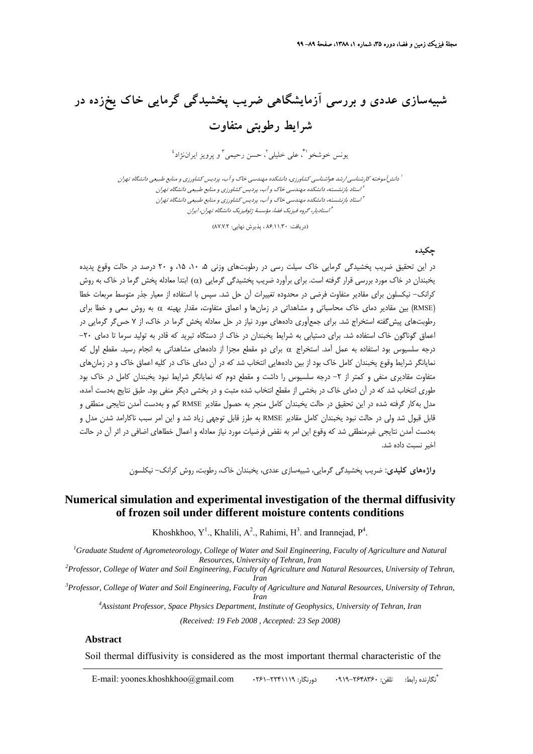# شبیه‌سازی عددی و بررسی آزمایشگاهی ضریب پخشیدگی گرمایی خاک یخ‌زده در شرایط رطوبتی متفاوت

یونس خوشخو[1*]، علی خلیلی[2]، حسن رحیمی[3] و پرویز ایران‌نژاد[4]

[1] دانش‌آموخته کارشناسی ارشد هواشناسی کشاورزی، دانشکده مهندسی خاک و آب، پردیس کشاورزی و منابع طبیعی دانشگاه تهران
[2] استاد بازنشسته، دانشکده مهندسی خاک و آب، پردیس کشاورزی و منابع طبیعی دانشگاه تهران
[3] استاد بازنشسته، دانشکده مهندسی خاک و آب، پردیس کشاورزی و منابع طبیعی دانشگاه تهران
[4] استادیار، گروه فیزیک فضا، مؤسسهٔ ژئوفیزیک دانشگاه تهران، ایران

(دریافت: ۸۶/۱۱/۳۰ ، پذیرش نهایی: ۸۷/۷/۲)

## چکیده

در این تحقیق ضریب پخشیدگی گرمایی خاک سیلت رسی در رطوبت‌های وزنی ۵، ۱۰، ۱۵، و ۲۰ درصد در حالت وقوع پدیده یخبندان در خاک مورد بررسی قرار گرفته است. برای برآورد ضریب پخشیدگی گرمایی ($\alpha$) ابتدا معادله پخش گرما در خاک به روش کرانک– نیکلسون برای مقادیر متفاوت فرضی در محدوده تغییرات آن حل شد. سپس با استفاده از معیار جذر متوسط مربعات خطا (RMSE) بین مقادیر دمای خاک محاسباتی و مشاهداتی در زمان‌ها و اعماق متفاوت، مقدار بهینه $\alpha$ به روش سعی و خطا برای رطوبت‌های پیش‌گفته استخراج شد. برای جمع‌آوری داده‌های مورد نیاز در حل معادله پخش گرما در خاک، از ۷ حس‌گر گرمایی در اعماق گوناگون خاک استفاده شد. برای دستیابی به شرایط یخبندان در خاک از دستگاه تبرید که قادر به تولید سرما تا دمای ۲۰– درجه سلسیوس بود استفاده به عمل آمد. استخراج $\alpha$ برای دو مقطع مجزا از داده‌های مشاهداتی به انجام رسید. مقطع اول که نمایانگر شرایط وقوع یخبندان کامل خاک بود از بین داده‌هایی انتخاب شد که در آن دمای خاک در کلیه اعماق خاک و در زمان‌های متفاوت مقادیری منفی و کمتر از ۲– درجه سلسیوس را داشت و مقطع دوم که نمایانگر شرایط نبود یخبندان کامل در خاک بود طوری انتخاب شد که در آن دمای خاک در بخشی از مقطع انتخاب شده مثبت و در بخشی دیگر منفی بود. طبق نتایج به‌دست آمده، مدل به‌کار گرفته شده در این تحقیق در حالت یخبندان کامل منجر به حصول مقادیر RMSE کم و به‌دست آمدن نتایجی منطقی و قابل قبول شد ولی در حالت نبود یخبندان کامل مقادیر RMSE به طرز قابل توجهی زیاد شد و این امر سبب ناکارامد شدن مدل و به‌دست آمدن نتایجی غیرمنطقی شد که وقوع این امر به نقض فرضیات مورد نیاز معادله و اعمال خطاهای اضافی در اثر آن در حالت اخیر نسبت داده شد.

**واژه‌های کلیدی**: ضریب پخشیدگی گرمایی، شبیه‌سازی عددی، یخبندان خاک، رطوبت، روش کرانک– نیکلسون

# Numerical simulation and experimental investigation of the thermal diffusivity of frozen soil under different moisture contents conditions

Khoshkhoo, Y[1]., Khalili, A[2]., Rahimi, H[3]. and Irannejad, P[4].

[1] *Graduate Student of Agrometeorology, College of Water and Soil Engineering, Faculty of Agriculture and Natural Resources, University of Tehran, Iran*
[2] *Professor, College of Water and Soil Engineering, Faculty of Agriculture and Natural Resources, University of Tehran, Iran*
[3] *Professor, College of Water and Soil Engineering, Faculty of Agriculture and Natural Resources, University of Tehran, Iran*
[4] *Assistant Professor, Space Physics Department, Institute of Geophysics, University of Tehran, Iran*

*(Received: 19 Feb 2008 , Accepted: 23 Sep 2008)*

## Abstract

Soil thermal diffusivity is considered as the most important thermal characteristic of the

---

*نگارنده رابط: تلفن: ۲۶۴۸۳۶۰-۰۹۱۹ دورنگار: ۲۲۴۱۱۱۹-۰۲۶۱ E-mail: yoones.khoshkhoo@gmail.com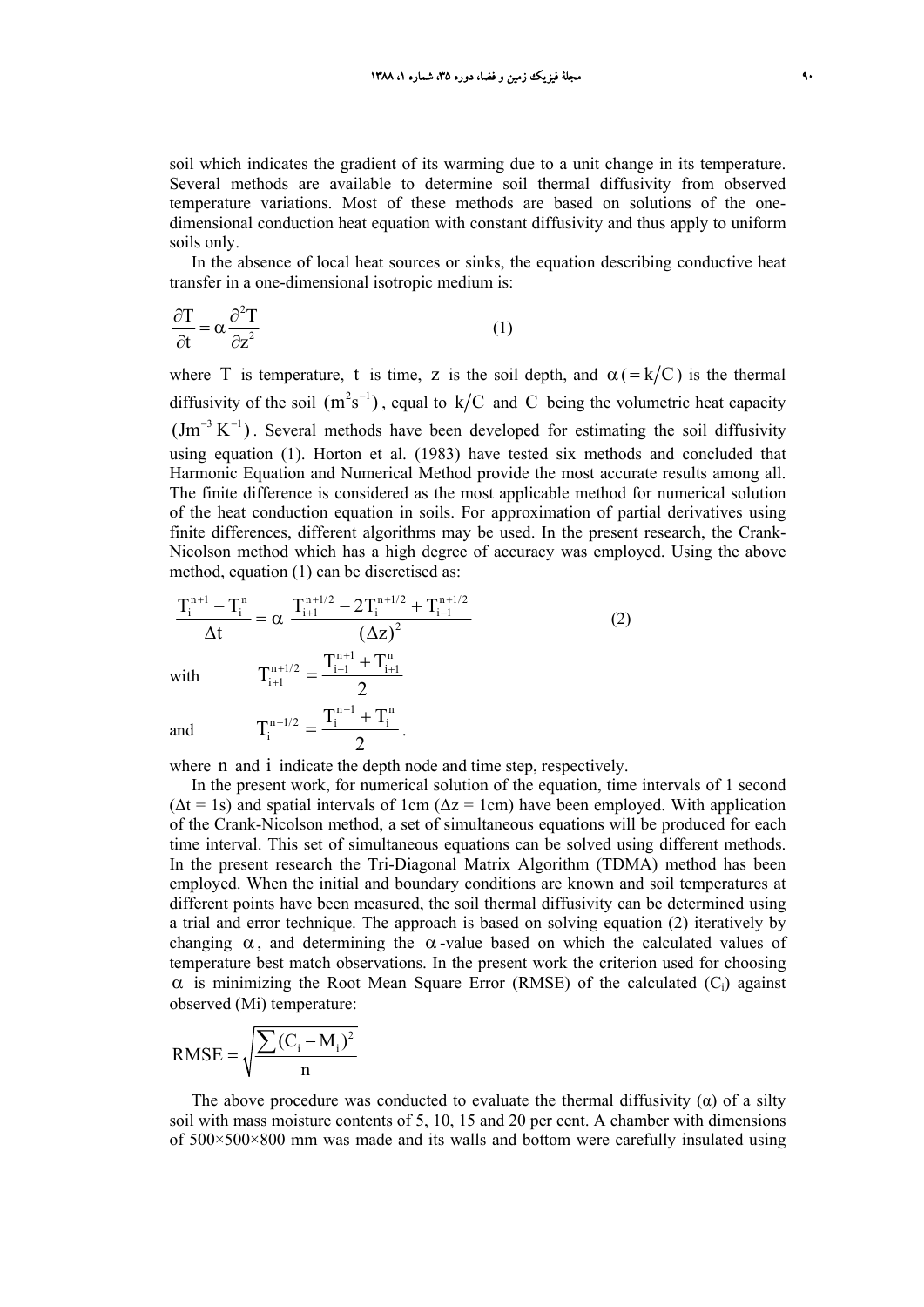soil which indicates the gradient of its warming due to a unit change in its temperature. Several methods are available to determine soil thermal diffusivity from observed temperature variations. Most of these methods are based on solutions of the one-dimensional conduction heat equation with constant diffusivity and thus apply to uniform soils only.

In the absence of local heat sources or sinks, the equation describing conductive heat transfer in a one-dimensional isotropic medium is:

$$\frac{\partial T}{\partial t} = \alpha \frac{\partial^2 T}{\partial z^2} \tag{1}$$

where $T$ is temperature, $t$ is time, $z$ is the soil depth, and $\alpha (= k/C)$ is the thermal diffusivity of the soil $(m^2 s^{-1})$, equal to $k/C$ and $C$ being the volumetric heat capacity $(Jm^{-3} K^{-1})$. Several methods have been developed for estimating the soil diffusivity using equation (1). Horton et al. (1983) have tested six methods and concluded that Harmonic Equation and Numerical Method provide the most accurate results among all. The finite difference is considered as the most applicable method for numerical solution of the heat conduction equation in soils. For approximation of partial derivatives using finite differences, different algorithms may be used. In the present research, the Crank-Nicolson method which has a high degree of accuracy was employed. Using the above method, equation (1) can be discretised as:

$$\frac{T_i^{n+1} - T_i^n}{\Delta t} = \alpha \, \frac{T_{i+1}^{n+1/2} - 2T_i^{n+1/2} + T_{i-1}^{n+1/2}}{(\Delta z)^2} \tag{2}$$

with $\quad T_{i+1}^{n+1/2} = \dfrac{T_{i+1}^{n+1} + T_{i+1}^{n}}{2}$

and $\quad T_i^{n+1/2} = \dfrac{T_i^{n+1} + T_i^{n}}{2}$.

where $n$ and $i$ indicate the depth node and time step, respectively.

In the present work, for numerical solution of the equation, time intervals of 1 second ($\Delta t$ = 1s) and spatial intervals of 1cm ($\Delta z$ = 1cm) have been employed. With application of the Crank-Nicolson method, a set of simultaneous equations will be produced for each time interval. This set of simultaneous equations can be solved using different methods. In the present research the Tri-Diagonal Matrix Algorithm (TDMA) method has been employed. When the initial and boundary conditions are known and soil temperatures at different points have been measured, the soil thermal diffusivity can be determined using a trial and error technique. The approach is based on solving equation (2) iteratively by changing $\alpha$, and determining the $\alpha$-value based on which the calculated values of temperature best match observations. In the present work the criterion used for choosing $\alpha$ is minimizing the Root Mean Square Error (RMSE) of the calculated ($C_i$) against observed ($M_i$) temperature:

$$RMSE = \sqrt{\frac{\sum (C_i - M_i)^2}{n}}$$

The above procedure was conducted to evaluate the thermal diffusivity ($\alpha$) of a silty soil with mass moisture contents of 5, 10, 15 and 20 per cent. A chamber with dimensions of 500×500×800 mm was made and its walls and bottom were carefully insulated using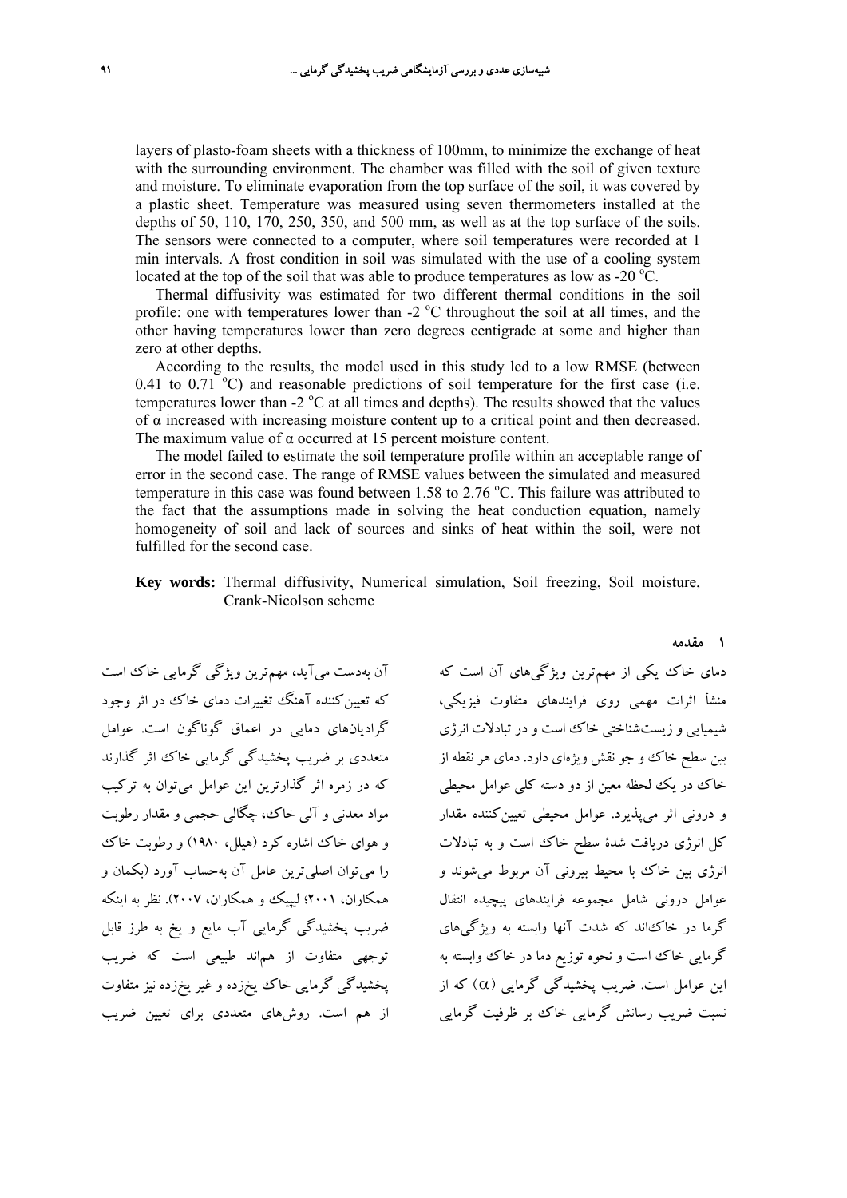layers of plasto-foam sheets with a thickness of 100mm, to minimize the exchange of heat with the surrounding environment. The chamber was filled with the soil of given texture and moisture. To eliminate evaporation from the top surface of the soil, it was covered by a plastic sheet. Temperature was measured using seven thermometers installed at the depths of 50, 110, 170, 250, 350, and 500 mm, as well as at the top surface of the soils. The sensors were connected to a computer, where soil temperatures were recorded at 1 min intervals. A frost condition in soil was simulated with the use of a cooling system located at the top of the soil that was able to produce temperatures as low as -20 $^{o}$C.

Thermal diffusivity was estimated for two different thermal conditions in the soil profile: one with temperatures lower than -2 $^{o}$C throughout the soil at all times, and the other having temperatures lower than zero degrees centigrade at some and higher than zero at other depths.

According to the results, the model used in this study led to a low RMSE (between 0.41 to 0.71 $^{o}$C) and reasonable predictions of soil temperature for the first case (i.e. temperatures lower than -2 $^{o}$C at all times and depths). The results showed that the values of $\alpha$ increased with increasing moisture content up to a critical point and then decreased. The maximum value of $\alpha$ occurred at 15 percent moisture content.

The model failed to estimate the soil temperature profile within an acceptable range of error in the second case. The range of RMSE values between the simulated and measured temperature in this case was found between 1.58 to 2.76 $^{o}$C. This failure was attributed to the fact that the assumptions made in solving the heat conduction equation, namely homogeneity of soil and lack of sources and sinks of heat within the soil, were not fulfilled for the second case.

**Key words:** Thermal diffusivity, Numerical simulation, Soil freezing, Soil moisture, Crank-Nicolson scheme

## ۱ مقدمه

دمای خاک یکی از مهم‌ترین ویژگی‌های آن است که منشأ اثرات مهمی روی فرایندهای متفاوت فیزیکی، شیمیایی و زیست‌شناختی خاک است و در تبادلات انرژی بین سطح خاک و جو نقش ویژه‌ای دارد. دمای هر نقطه از خاک در یک لحظه معین از دو دسته کلی عوامل محیطی و درونی اثر می‌پذیرد. عوامل محیطی تعیین‌کننده مقدار کل انرژی دریافت شدهٔ سطح خاک است و به تبادلات انرژی بین خاک با محیط بیرونی آن مربوط می‌شوند و عوامل درونی شامل مجموعه فرایندهای پیچیده انتقال گرما در خاک‌اند که شدت آنها وابسته به ویژگی‌های گرمایی خاک است و نحوه توزیع دما در خاک وابسته به این عوامل است. ضریب پخشیدگی گرمایی ($\alpha$) که از نسبت ضریب رسانش گرمایی خاک بر ظرفیت گرمایی آن به‌دست می‌آید، مهم‌ترین ویژگی گرمایی خاک است که تعیین‌کننده آهنگ تغییرات دمای خاک در اثر وجود گرادیان‌های دمایی در اعماق گوناگون است. عوامل متعددی بر ضریب پخشیدگی گرمایی خاک اثر گذارند که در زمره اثر گذارترین این عوامل می‌توان به ترکیب مواد معدنی و آلی خاک، چگالی حجمی و مقدار رطوبت و هوای خاک اشاره کرد (هیلل، ۱۹۸۰) و رطوبت خاک را می‌توان اصلی‌ترین عامل آن به‌حساب آورد (بکمان و همکاران، ۲۰۰۱؛ لیپیک و همکاران، ۲۰۰۷). نظر به اینکه ضریب پخشیدگی گرمایی آب مایع و یخ به طرز قابل توجهی متفاوت از هم‌اند طبیعی است که ضریب پخشیدگی گرمایی خاک یخزده و غیر یخزده نیز متفاوت از هم است. روش‌های متعددی برای تعیین ضریب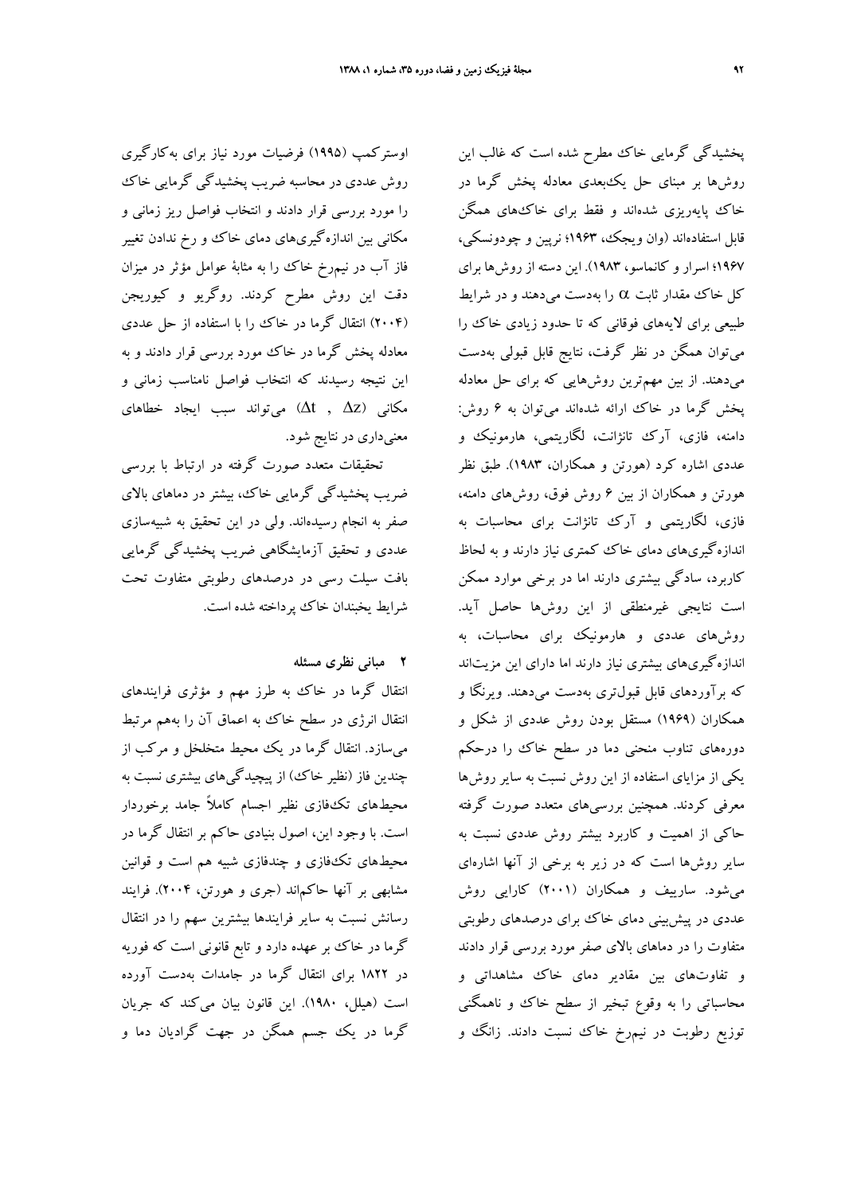پخشیدگی گرمایی خاک مطرح شده است که غالب این روش‌ها بر مبنای حل یک‌بعدی معادله پخش گرما در خاک پایه‌ریزی شده‌اند و فقط برای خاک‌های همگن قابل استفاده‌اند (وان ویجک، ۱۹۶۳؛ نرپین و چودونسکی، ۱۹۶۷؛ اسرار و کانماسو، ۱۹۸۳). این دسته از روش‌ها برای کل خاک مقدار ثابت $\alpha$ را به‌دست می‌دهند و در شرایط طبیعی برای لایه‌های فوقانی که تا حدود زیادی خاک را می‌توان همگن در نظر گرفت، نتایج قابل قبولی به‌دست می‌دهند. از بین مهم‌ترین روش‌هایی که برای حل معادله پخش گرما در خاک ارائه شده‌اند می‌توان به ۶ روش: دامنه، فازی، آرک تانژانت، لگاریتمی، هارمونیک و عددی اشاره کرد (هورتن و همکاران، ۱۹۸۳). طبق نظر هورتن و همکاران از بین ۶ روش فوق، روش‌های دامنه، فازی، لگاریتمی و آرک تانژانت برای محاسبات به اندازه‌گیری‌های دمای خاک کمتری نیاز دارند و به لحاظ کاربرد، سادگی بیشتری دارند اما در برخی موارد ممکن است نتایجی غیرمنطقی از این روش‌ها حاصل آید. روش‌های عددی و هارمونیک برای محاسبات، به اندازه‌گیری‌های بیشتری نیاز دارند اما دارای این مزیت‌اند که برآوردهای قابل قبول‌تری به‌دست می‌دهند. ویرنگا و همکاران (۱۹۶۹) مستقل بودن روش عددی از شکل و دوره‌های تناوب منحنی دما در سطح خاک را درحکم یکی از مزایای استفاده از این روش نسبت به سایر روش‌ها معرفی کردند. همچنین بررسی‌های متعدد صورت گرفته حاکی از اهمیت و کاربرد بیشتر روش عددی نسبت به سایر روش‌ها است که در زیر به برخی از آنها اشاره‌ای می‌شود. ساریف و همکاران (۲۰۰۱) کارایی روش عددی در پیش‌بینی دمای خاک برای درصدهای رطوبتی متفاوت را در دماهای بالای صفر مورد بررسی قرار دادند و تفاوت‌های بین مقادیر دمای خاک مشاهداتی و محاسباتی را به وقوع تبخیر از سطح خاک و ناهمگنی توزیع رطوبت در نیمرخ خاک نسبت دادند. زانگ و اوسترکمپ (۱۹۹۵) فرضیات مورد نیاز برای به‌کارگیری روش عددی در محاسبه ضریب پخشیدگی گرمایی خاک را مورد بررسی قرار دادند و انتخاب فواصل ریز زمانی و مکانی بین اندازه‌گیری‌های دمای خاک و رخ ندادن تغییر فاز آب در نیمرخ خاک را به مثابهٔ عوامل مؤثر در میزان دقت این روش مطرح کردند. روگریو و کیوریجن (۲۰۰۴) انتقال گرما در خاک را با استفاده از حل عددی معادله پخش گرما در خاک مورد بررسی قرار دادند و به این نتیجه رسیدند که انتخاب فواصل نامناسب زمانی و مکانی ($\Delta t$ , $\Delta z$) می‌تواند سبب ایجاد خطاهای معنی‌داری در نتایج شود.

تحقیقات متعدد صورت گرفته در ارتباط با بررسی ضریب پخشیدگی گرمایی خاک، بیشتر در دماهای بالای صفر به انجام رسیده‌اند. ولی در این تحقیق به شبیه‌سازی عددی و تحقیق آزمایشگاهی ضریب پخشیدگی گرمایی بافت سیلت رسی در درصدهای رطوبتی متفاوت تحت شرایط یخبندان خاک پرداخته شده است.

## ۲ مبانی نظری مسئله

انتقال گرما در خاک به طرز مهم و مؤثری فرایندهای انتقال انرژی در سطح خاک به اعماق آن را به‌هم مرتبط می‌سازد. انتقال گرما در یک محیط متخلخل و مرکب از چندین فاز (نظیر خاک) از پیچیدگی‌های بیشتری نسبت به محیط‌های تک‌فازی نظیر اجسام کاملاً جامد برخوردار است. با وجود این، اصول بنیادی حاکم بر انتقال گرما در محیط‌های تک‌فازی و چندفازی شبیه هم است و قوانین مشابهی بر آنها حاکم‌اند (جری و هورتن، ۲۰۰۴). فرایند رسانش نسبت به سایر فرایندها بیشترین سهم را در انتقال گرما در خاک بر عهده دارد و تابع قانونی است که فوریه در ۱۸۲۲ برای انتقال گرما در جامدات به‌دست آورده است (هیلل، ۱۹۸۰). این قانون بیان می‌کند که جریان گرما در یک جسم همگن در جهت گرادیان دما و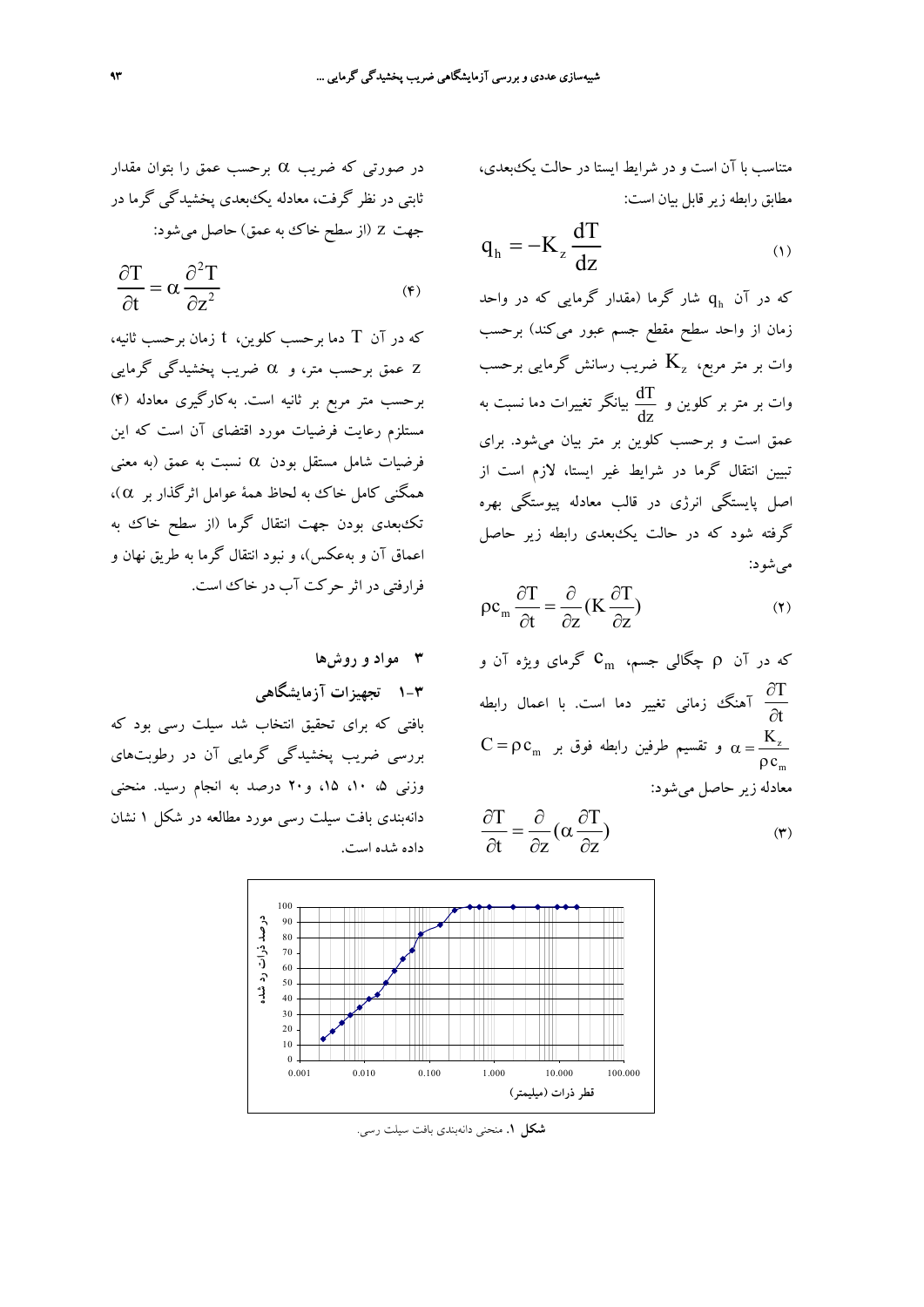متناسب با آن است و در شرایط ایستا و در حالت یک‌بعدی، مطابق رابطه زیر قابل بیان است:

$$q_h = -K_z \frac{dT}{dz} \qquad (1)$$

که در آن $q_h$ شار گرما (مقدار گرمایی که در واحد زمان از واحد سطح مقطع جسم عبور می‌کند) برحسب وات بر متر مربع، $K_z$ ضریب رسانش گرمایی برحسب وات بر متر بر کلوین و $\frac{dT}{dz}$ بیانگر تغییرات دما نسبت به عمق است و برحسب کلوین بر متر بیان می‌شود. برای تبیین انتقال گرما در شرایط غیر ایستا، لازم است از اصل پایستگی انرژی در قالب معادله پیوستگی بهره گرفته شود که در حالت یک‌بعدی رابطه زیر حاصل می‌شود:

$$\rho c_m \frac{\partial T}{\partial t} = \frac{\partial}{\partial z}(K \frac{\partial T}{\partial z}) \qquad (2)$$

که در آن $\rho$ چگالی جسم، $c_m$ گرمای ویژه آن و $\frac{\partial T}{\partial t}$ آهنگ زمانی تغییر دما است. با اعمال رابطه $C = \rho c_m$ و تقسیم طرفین رابطه فوق بر $\alpha = \frac{K_z}{\rho c_m}$ معادله زیر حاصل می‌شود:

$$\frac{\partial T}{\partial t} = \frac{\partial}{\partial z}(\alpha \frac{\partial T}{\partial z}) \qquad (3)$$

در صورتی که ضریب $\alpha$ برحسب عمق را بتوان مقدار ثابتی در نظر گرفت، معادله یک‌بعدی پخشیدگی گرما در جهت z (از سطح خاک به عمق) حاصل می‌شود:

$$\frac{\partial T}{\partial t} = \alpha \frac{\partial^2 T}{\partial z^2} \qquad (4)$$

که در آن T دما برحسب کلوین، t زمان برحسب ثانیه، z عمق برحسب متر، و $\alpha$ ضریب پخشیدگی گرمایی برحسب متر مربع بر ثانیه است. به‌کارگیری معادله (۴) مستلزم رعایت فرضیات مورد اقتضای آن است که این فرضیات شامل مستقل بودن $\alpha$ نسبت به عمق (به معنی همگنی کامل خاک به لحاظ همهٔ عوامل اثرگذار بر $\alpha$)، تک‌بعدی بودن جهت انتقال گرما (از سطح خاک به اعماق آن و به‌عکس)، و نبود انتقال گرما به طریق نهان و فرارفتی در اثر حرکت آب در خاک است.

## ۳ مواد و روش‌ها

### ۳-۱ تجهیزات آزمایشگاهی

بافتی که برای تحقیق انتخاب شد سیلت رسی بود که بررسی ضریب پخشیدگی گرمایی آن در رطوبت‌های وزنی ۵، ۱۰، ۱۵، و ۲۰ درصد به انجام رسید. منحنی دانه‌بندی بافت سیلت رسی مورد مطالعه در شکل ۱ نشان داده شده است.

**شکل ۱.** منحنی دانه‌بندی بافت سیلت رسی.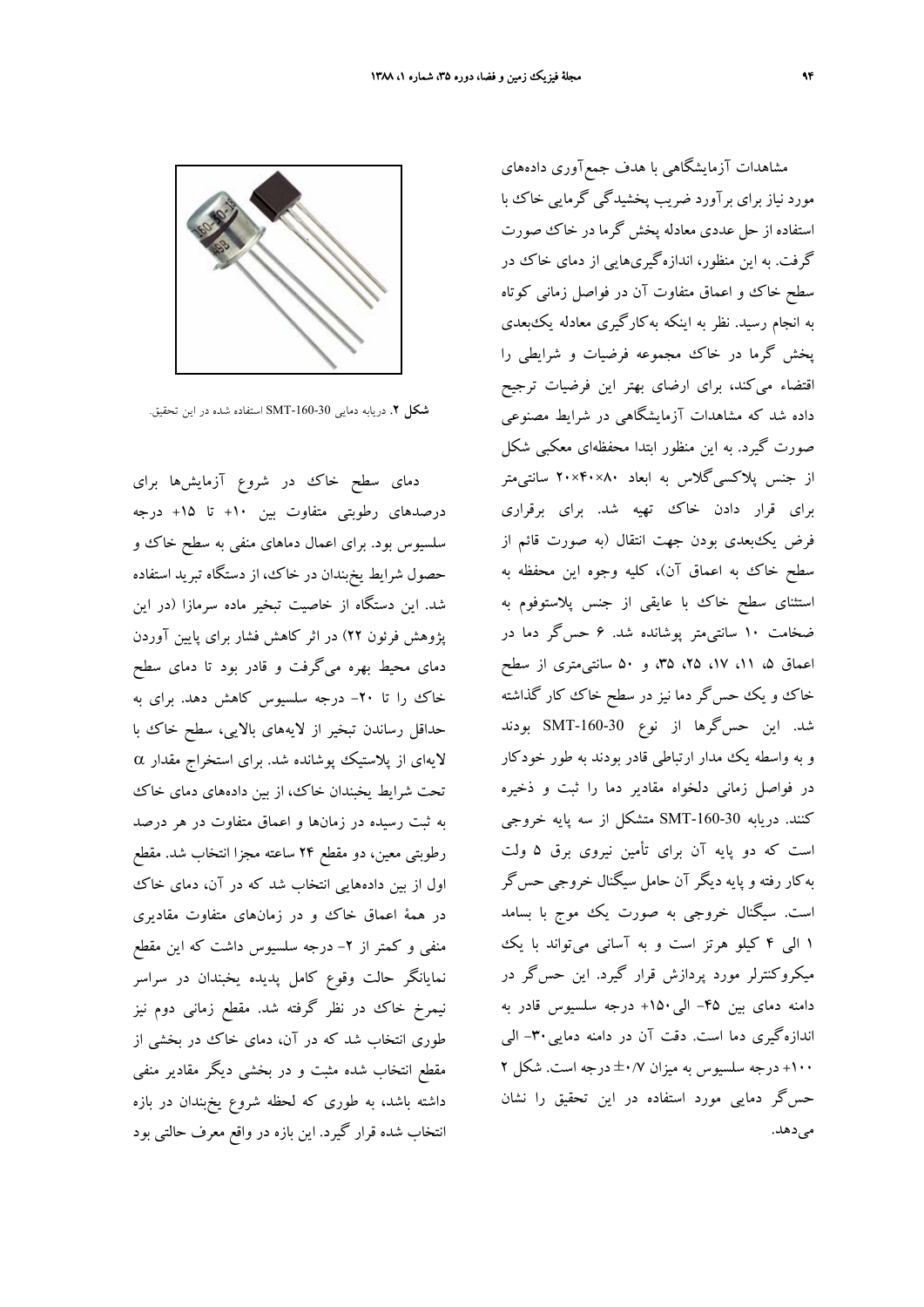مشاهدات آزمایشگاهی با هدف جمع‌آوری داده‌های مورد نیاز برای برآورد ضریب پخشیدگی گرمایی خاک با استفاده از حل عددی معادله پخش گرما در خاک صورت گرفت. به این منظور، اندازه‌گیری‌هایی از دمای خاک در سطح خاک و اعماق متفاوت آن در فواصل زمانی کوتاه به انجام رسید. نظر به اینکه به‌کارگیری معادله یک‌بعدی پخش گرما در خاک مجموعه فرضیات و شرایطی را اقتضاء می‌کند، برای ارضای بهتر این فرضیات ترجیح داده شد که مشاهدات آزمایشگاهی در شرایط مصنوعی صورت گیرد. به این منظور ابتدا محفظه‌ای معکبی شکل از جنس پلاکسی‌گلاس به ابعاد ۸۰×۴۰×۲۰ سانتی‌متر برای قرار دادن خاک تهیه شد. برای برقراری فرض یک‌بعدی بودن جهت انتقال (به صورت قائم از سطح خاک به اعماق آن)، کلیه وجوه این محفظه به استثنای سطح خاک با عایقی از جنس پلاستوفوم به ضخامت ۱۰ سانتی‌متر پوشانده شد. ۶ حس‌گر دما در اعماق ۵، ۱۱، ۱۷، ۲۵، ۳۵، و ۵۰ سانتی‌متری از سطح خاک و یک حس‌گر دما نیز در سطح خاک کار گذاشته شد. این حس‌گرها از نوع SMT-160-30 بودند و به واسطه یک مدار ارتباطی قادر بودند به طور خودکار در فواصل زمانی دلخواه مقادیر دما را ثبت و ذخیره کنند. دریابه SMT-160-30 متشکل از سه پایه خروجی است که دو پایه آن برای تأمین نیروی برق ۵ ولت به‌کار رفته و پایه دیگر آن حامل سیگنال خروجی حس‌گر است. سیگنال خروجی به صورت یک موج با بسامد ۱ الی ۴ کیلو هرتز است و به آسانی می‌تواند با یک میکروکنترلر مورد پردازش قرار گیرد. این حس‌گر در دامنه دمای بین ۴۵- الی۱۵۰+ درجه سلسیوس قادر به اندازه‌گیری دما است. دقت آن در دامنه دمایی۳۰- الی ۱۰۰+ درجه سلسیوس به میزان ۰/۷± درجه است. شکل ۲ حس‌گر دمایی مورد استفاده در این تحقیق را نشان می‌دهد.

**شکل ۲.** دریابه دمایی SMT-160-30 استفاده شده در این تحقیق.

دمای سطح خاک در شروع آزمایش‌ها برای درصدهای رطوبتی متفاوت بین ۱۰+ تا ۱۵+ درجه سلسیوس بود. برای اعمال دماهای منفی به سطح خاک و حصول شرایط یخبندان در خاک، از دستگاه تبرید استفاده شد. این دستگاه از خاصیت تبخیر ماده سرمازا (در این پژوهش فرئون ۲۲) در اثر کاهش فشار برای پایین آوردن دمای محیط بهره می‌گرفت و قادر بود تا دمای سطح خاک را تا ۲۰- درجه سلسیوس کاهش دهد. برای به حداقل رساندن تبخیر از لایه‌های بالایی، سطح خاک با لایه‌ای از پلاستیک پوشانده شد. برای استخراج مقدار $\alpha$ تحت شرایط یخبندان خاک، از بین داده‌های دمای خاک به ثبت رسیده در زمان‌ها و اعماق متفاوت در هر درصد رطوبتی معین، دو مقطع ۲۴ ساعته مجزا انتخاب شد. مقطع اول از بین داده‌هایی انتخاب شد که در آن، دمای خاک در همهٔ اعماق خاک و در زمان‌های متفاوت مقادیری منفی و کمتر از ۲- درجه سلسیوس داشت که این مقطع نمایانگر حالت وقوع کامل پدیده یخبندان در سراسر نیمرخ خاک در نظر گرفته شد. مقطع زمانی دوم نیز طوری انتخاب شد که در آن، دمای خاک در بخشی از مقطع انتخاب شده مثبت و در بخشی دیگر مقادیر منفی داشته باشد، به طوری که لحظه شروع یخبندان در بازه انتخاب شده قرار گیرد. این بازه در واقع معرف حالتی بود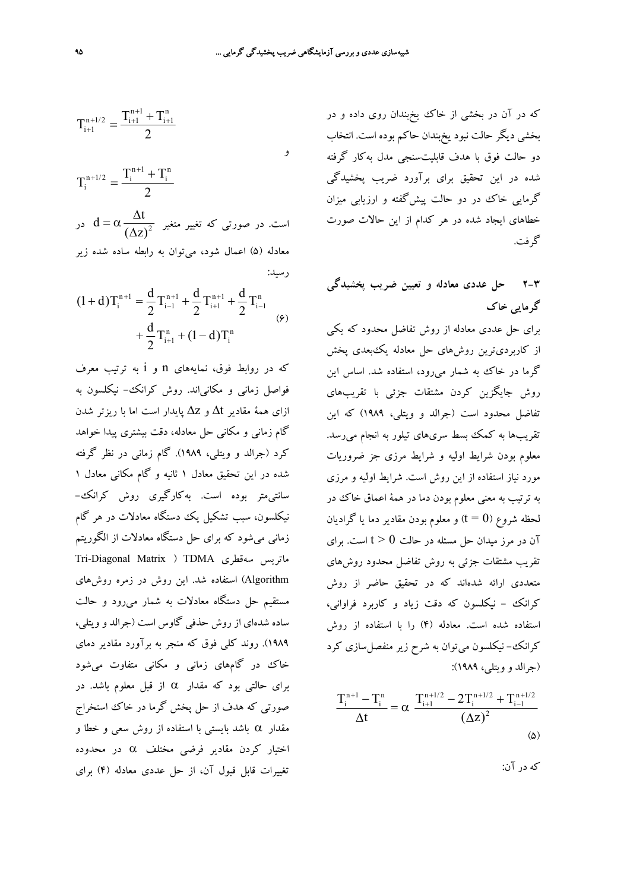که در آن در بخشی از خاک یخبندان روی داده و در بخشی دیگر حالت نبود یخبندان حاکم بوده است. انتخاب دو حالت فوق با هدف قابلیت‌سنجی مدل به‌کار گرفته شده در این تحقیق برای برآورد ضریب پخشیدگی گرمایی خاک در دو حالت پیش‌گفته و ارزیابی میزان خطاهای ایجاد شده در هر کدام از این حالات صورت گرفت.

## ۲-۳ حل عددی معادله و تعیین ضریب پخشیدگی گرمایی خاک

برای حل عددی معادله از روش تفاضل محدود که یکی از کاربردی‌ترین روش‌های حل معادله یک‌بعدی پخش گرما در خاک به شمار می‌رود، استفاده شد. اساس این روش جایگزین کردن مشتقات جزئی با تقریب‌های تفاضل محدود است (جرالد و ویتلی، ۱۹۸۹) که این تقریب‌ها به کمک بسط سری‌های تیلور به انجام می‌رسد. معلوم بودن شرایط اولیه و شرایط مرزی جز ضروریات مورد نیاز استفاده از این روش است. شرایط اولیه و مرزی به ترتیب به معنی معلوم بودن دما در همهٔ اعماق خاک در لحظه شروع ($t = 0$) و معلوم بودن مقادیر دما یا گرادیان آن در مرز میدان حل مسئله در حالت $t > 0$ است. برای تقریب مشتقات جزئی به روش تفاضل محدود روش‌های متعددی ارائه شده‌اند که در تحقیق حاضر از روش کرانک - نیکلسون که دقت زیاد و کاربرد فراوانی، استفاده شده است. معادله (۴) را با استفاده از روش کرانک- نیکلسون می‌توان به شرح زیر منفصل‌سازی کرد (جرالد و ویتلی، ۱۹۸۹):

$$\frac{T_i^{n+1} - T_i^n}{\Delta t} = \alpha \; \frac{T_{i+1}^{n+1/2} - 2T_i^{n+1/2} + T_{i-1}^{n+1/2}}{(\Delta z)^2} \qquad (۵)$$

که در آن:

$$T_{i+1}^{n+1/2} = \frac{T_{i+1}^{n+1} + T_{i+1}^n}{2}$$

و

$$T_i^{n+1/2} = \frac{T_i^{n+1} + T_i^n}{2}$$

است. در صورتی که تغییر متغیر $d = \alpha \dfrac{\Delta t}{(\Delta z)^2}$ در معادله (۵) اعمال شود، می‌توان به رابطه ساده شده زیر رسید:

$$(1+d)T_i^{n+1} = \frac{d}{2}T_{i-1}^{n+1} + \frac{d}{2}T_{i+1}^{n+1} + \frac{d}{2}T_{i-1}^n + \frac{d}{2}T_{i+1}^n + (1-d)T_i^n \qquad (۶)$$

که در روابط فوق، نمایه‌های n و i به ترتیب معرف فواصل زمانی و مکانی‌اند. روش کرانک- نیکلسون به ازای همهٔ مقادیر $\Delta t$ و $\Delta z$ پایدار است اما با ریزتر شدن گام زمانی و مکانی حل معادله، دقت بیشتری پیدا خواهد کرد (جرالد و ویتلی، ۱۹۸۹). گام زمانی در نظر گرفته شده در این تحقیق معادل ۱ ثانیه و گام مکانی معادل ۱ سانتی‌متر بوده است. به‌کارگیری روش کرانک- نیکلسون، سبب تشکیل یک دستگاه معادلات در هر گام زمانی می‌شود که برای حل دستگاه معادلات از الگوریتم ماتریس سه‌قطری TDMA (Tri-Diagonal Matrix Algorithm) استفاده شد. این روش در زمره روش‌های مستقیم حل دستگاه معادلات به شمار می‌رود و حالت ساده شده‌ای از روش حذفی گاوس است (جرالد و ویتلی، ۱۹۸۹). روند کلی فوق که منجر به برآورد مقادیر دمای خاک در گام‌های زمانی و مکانی متفاوت می‌شود برای حالتی بود که مقدار $\alpha$ از قبل معلوم باشد. در صورتی که هدف از حل پخش گرما در خاک استخراج مقدار $\alpha$ باشد بایستی با استفاده از روش سعی و خطا و اختیار کردن مقادیر فرضی مختلف $\alpha$ در محدوده تغییرات قابل قبول آن، از حل عددی معادله (۴) برای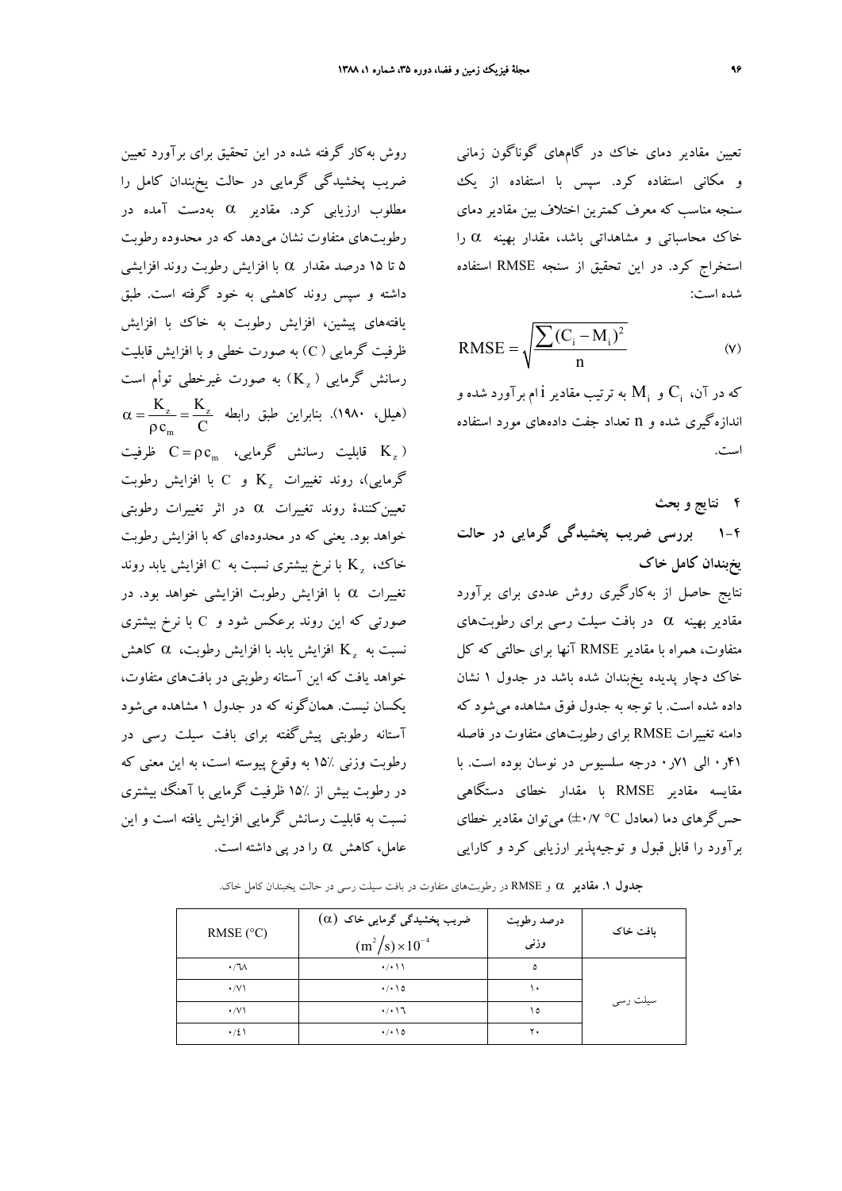تعیین مقادیر دمای خاک در گام‌های گوناگون زمانی و مکانی استفاده کرد. سپس با استفاده از یک سنجه مناسب که معرف کمترین اختلاف بین مقادیر دمای خاک محاسباتی و مشاهداتی باشد، مقدار بهینه $\alpha$ را استخراج کرد. در این تحقیق از سنجه RMSE استفاده شده است:

$$\mathrm{RMSE} = \sqrt{\frac{\sum (C_i - M_i)^2}{n}} \tag{7}$$

که در آن، $C_i$ و $M_i$ به ترتیب مقادیر iام برآورد شده و اندازه‌گیری شده و n تعداد جفت داده‌های مورد استفاده است.

## ۴ نتایج و بحث

### ۴-۱ بررسی ضریب پخشیدگی گرمایی در حالت یخبندان کامل خاک

نتایج حاصل از به‌کارگیری روش عددی برای برآورد مقادیر بهینه $\alpha$ در بافت سیلت رسی برای رطوبت‌های متفاوت، همراه با مقادیر RMSE آنها برای حالتی که کل خاک دچار پدیده یخبندان شده باشد در جدول ۱ نشان داده شده است. با توجه به جدول فوق مشاهده می‌شود که دامنه تغییرات RMSE برای رطوبت‌های متفاوت در فاصله ۰٫۴۱ الی ۰٫۷۱ درجه سلسیوس در نوسان بوده است. با مقایسه مقادیر RMSE با مقدار خطای دستگاهی حس‌گرهای دما (معادل $\pm 0.7\ ^\circ C$) می‌توان مقادیر خطای برآورد را قابل قبول و توجیه‌پذیر ارزیابی کرد و کارایی روش به‌کار گرفته شده در این تحقیق برای برآورد تعیین ضریب پخشیدگی گرمایی در حالت یخبندان کامل را مطلوب ارزیابی کرد. مقادیر $\alpha$ به‌دست آمده در رطوبت‌های متفاوت نشان می‌دهد که در محدوده رطوبت ۵ تا ۱۵ درصد مقدار $\alpha$ با افزایش رطوبت روند افزایشی داشته و سپس روند کاهشی به خود گرفته است. طبق یافته‌های پیشین، افزایش رطوبت به خاک با افزایش ظرفیت گرمایی ($C$) به صورت خطی و با افزایش قابلیت رسانش گرمایی ($K_z$) به صورت غیرخطی توأم است (هیلل، ۱۹۸۰). بنابراین طبق رابطه $\alpha = \frac{K_z}{\rho c_m} = \frac{K_z}{C}$ ($K_z$ قابلیت رسانش گرمایی، $C = \rho c_m$ ظرفیت گرمایی)، روند تغییرات $K_z$ و $C$ با افزایش رطوبت تعیین‌کنندهٔ روند تغییرات $\alpha$ در اثر تغییرات رطوبتی خواهد بود. یعنی که در محدوده‌ای که با افزایش رطوبت خاک، $K_z$ با نرخ بیشتری نسبت به $C$ افزایش یابد روند تغییرات $\alpha$ با افزایش رطوبت افزایشی خواهد بود. در صورتی که این روند برعکس شود و $C$ با نرخ بیشتری نسبت به $K_z$ افزایش یابد با افزایش رطوبت، $\alpha$ کاهش خواهد یافت که این آستانه رطوبتی در بافت‌های متفاوت، یکسان نیست. همان‌گونه که در جدول ۱ مشاهده می‌شود آستانه رطوبتی پیش‌گفته برای بافت سیلت رسی در رطوبت وزنی ۱۵٪ به وقوع پیوسته است، به این معنی که در رطوبت بیش از ۱۵٪ ظرفیت گرمایی با آهنگ بیشتری نسبت به قابلیت رسانش گرمایی افزایش یافته است و این عامل، کاهش $\alpha$ را در پی داشته است.

**جدول ۱. مقادیر $\alpha$ و RMSE در رطوبت‌های متفاوت در بافت سیلت رسی در حالت یخبندان کامل خاک.**

| بافت خاک | درصد رطوبت وزنی | ضریب پخشیدگی گرمایی خاک ($\alpha$) $(m^2/s)\times 10^{-4}$ | RMSE (°C) |
|---|---|---|---|
| سیلت رسی | ۵ | ۰/۰۱۱ | ۰/۶۸ |
| | ۱۰ | ۰/۰۱۵ | ۰/۷۱ |
| | ۱۵ | ۰/۰۱۶ | ۰/۷۱ |
| | ۲۰ | ۰/۰۱۵ | ۰/۴۱ |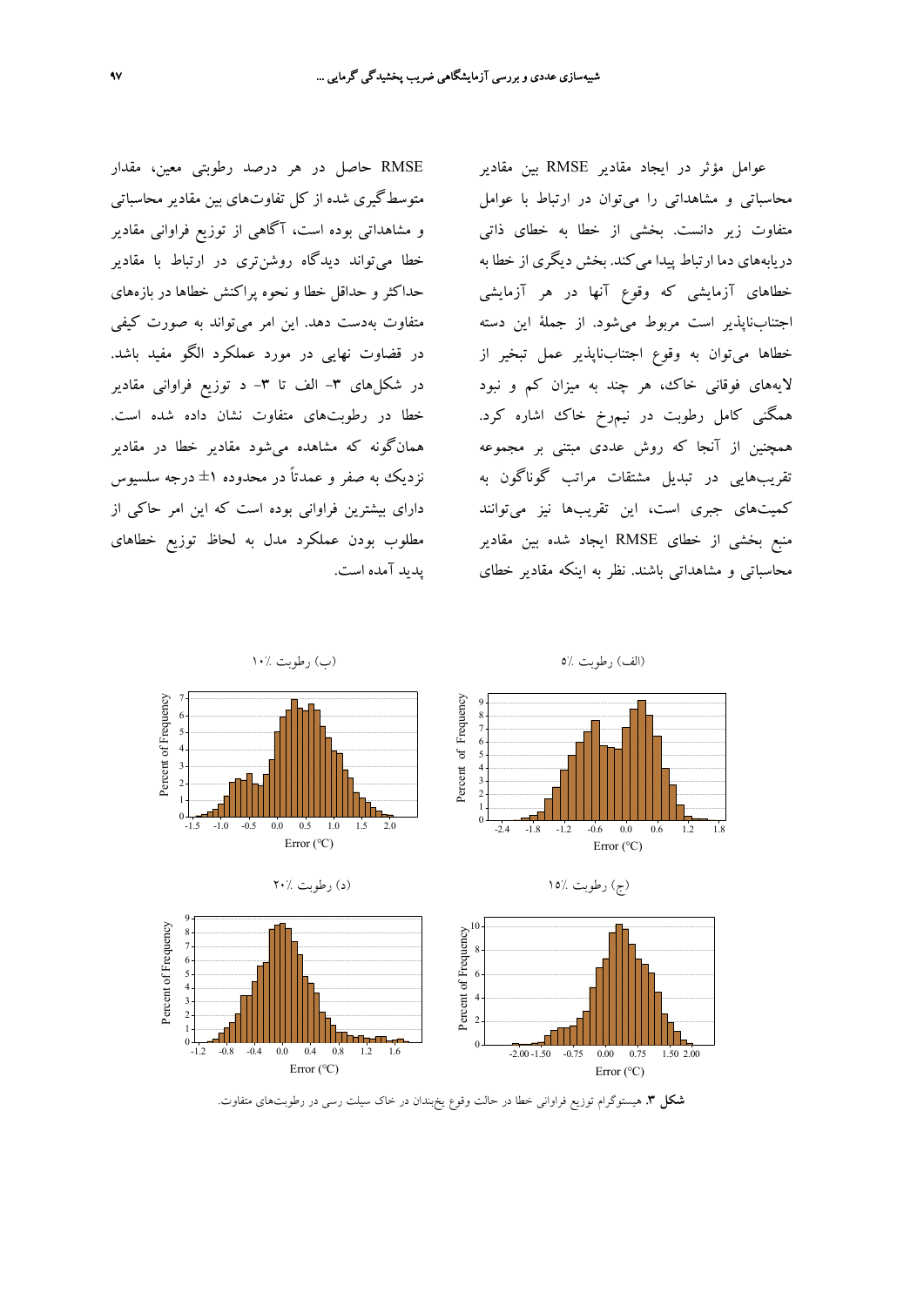عوامل مؤثر در ایجاد مقادیر RMSE بین مقادیر محاسباتی و مشاهداتی را می‌توان در ارتباط با عوامل متفاوت زیر دانست. بخشی از خطا به خطای ذاتی دریابه‌های دما ارتباط پیدا می‌کند. بخش دیگری از خطا به خطاهای آزمایشی که وقوع آنها در هر آزمایشی اجتناب‌ناپذیر است مربوط می‌شود. از جملهٔ این دسته خطاها می‌توان به وقوع اجتناب‌ناپذیر عمل تبخیر از لایه‌های فوقانی خاک، هر چند به میزان کم و نبود همگنی کامل رطوبت در نیم‌رخ خاک اشاره کرد. همچنین از آنجا که روش عددی مبتنی بر مجموعه تقریب‌هایی در تبدیل مشتقات مراتب گوناگون به کمیت‌های جبری است، این تقریب‌ها نیز می‌توانند منبع بخشی از خطای RMSE ایجاد شده بین مقادیر محاسباتی و مشاهداتی باشند. نظر به اینکه مقادیر خطای RMSE حاصل در هر درصد رطوبتی معین، مقدار متوسط‌گیری شده از کل تفاوت‌های بین مقادیر محاسباتی و مشاهداتی بوده است، آگاهی از توزیع فراوانی مقادیر خطا می‌تواند دیدگاه روشن‌تری در ارتباط با مقادیر حداکثر و حداقل خطا و نحوه پراکنش خطاها در بازه‌های متفاوت به‌دست دهد. این امر می‌تواند به صورت کیفی در قضاوت نهایی در مورد عملکرد الگو مفید باشد. در شکل‌های ۳- الف تا ۳- د توزیع فراوانی مقادیر خطا در رطوبت‌های متفاوت نشان داده شده است. همان‌گونه که مشاهده می‌شود مقادیر خطا در مقادیر نزدیک به صفر و عمدتاً در محدوده ±۱ درجه سلسیوس دارای بیشترین فراوانی بوده است که این امر حاکی از مطلوب بودن عملکرد مدل به لحاظ توزیع خطاهای پدید آمده است.

(الف) رطوبت ٪۵

(ب) رطوبت ٪۱۰

(ج) رطوبت ٪۱۵

(د) رطوبت ٪۲۰

**شکل ۳.** هیستوگرام توزیع فراوانی خطا در حالت وقوع یخبندان در خاک سیلت رسی در رطوبت‌های متفاوت.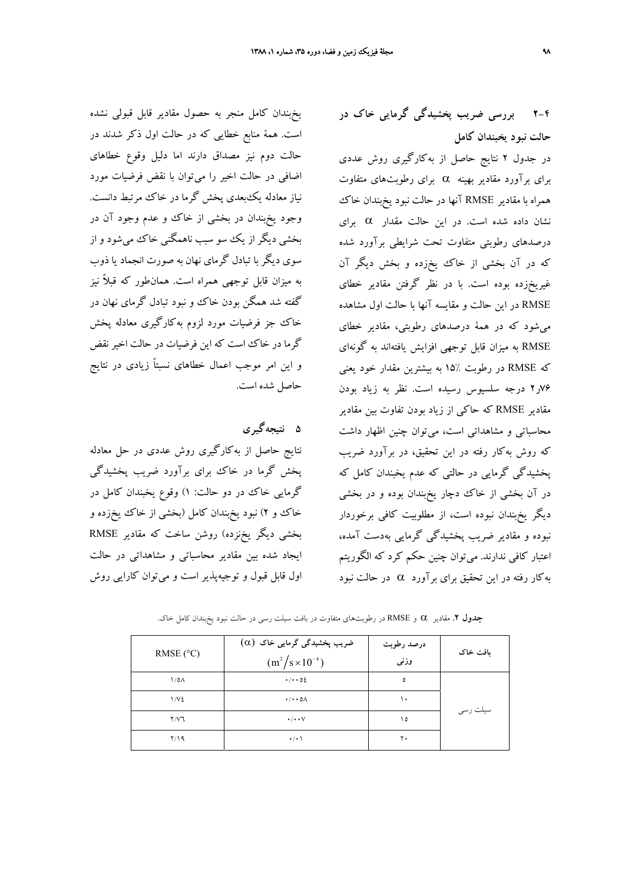## ۴-۲ بررسی ضریب پخشیدگی گرمایی خاک در حالت نبود یخبندان کامل

در جدول ۲ نتایج حاصل از به‌کارگیری روش عددی برای برآورد مقادیر بهینه $\alpha$ برای رطوبت‌های متفاوت همراه با مقادیر RMSE آنها در حالت نبود یخبندان خاک نشان داده شده است. در این حالت مقدار $\alpha$ برای درصدهای رطوبتی متفاوت تحت شرایطی برآورد شده که در آن بخشی از خاک یخزده و بخش دیگر آن غیریخزده بوده است. با در نظر گرفتن مقادیر خطای RMSE در این حالت و مقایسه آنها با حالت اول مشاهده می‌شود که در همهٔ درصدهای رطوبتی، مقادیر خطای RMSE به میزان قابل توجهی افزایش یافته‌اند به گونه‌ای که RMSE در رطوبت ۱۵٪ به بیشترین مقدار خود یعنی ۲٫۷۶ درجه سلسیوس رسیده است. نظر به زیاد بودن مقادیر RMSE که حاکی از زیاد بودن تفاوت بین مقادیر محاسباتی و مشاهداتی است، می‌توان چنین اظهار داشت که روش به‌کار رفته در این تحقیق، در برآورد ضریب پخشیدگی گرمایی در حالتی که عدم یخبندان کامل که در آن بخشی از خاک دچار یخبندان بوده و در بخشی دیگر یخبندان نبوده است، از مطلوبیت کافی برخوردار نبوده و مقادیر ضریب پخشیدگی گرمایی به‌دست آمده، اعتبار کافی ندارند. می‌توان چنین حکم کرد که الگوریتم به‌کار رفته در این تحقیق برای برآورد $\alpha$ در حالت نبود یخبندان کامل منجر به حصول مقادیر قابل قبولی نشده است. همهٔ منابع خطایی که در حالت اول ذکر شدند در حالت دوم نیز مصداق دارند اما دلیل وقوع خطاهای اضافی در حالت اخیر را می‌توان با نقض فرضیات مورد نیاز معادله یک‌بعدی پخش گرما در خاک مرتبط دانست. وجود یخبندان در بخشی از خاک و عدم وجود آن در بخشی دیگر از یک سو سبب ناهمگنی خاک می‌شود و از سوی دیگر با تبادل گرمای نهان به صورت انجماد یا ذوب به میزان قابل توجهی همراه است. همان‌طور که قبلاً نیز گفته شد همگن بودن خاک و نبود تبادل گرمای نهان در خاک جز فرضیات مورد لزوم به‌کارگیری معادله پخش گرما در خاک است که این فرضیات در حالت اخیر نقض و این امر موجب اعمال خطاهای نسبتاً زیادی در نتایج حاصل شده است.

## ۵ نتیجه‌گیری

نتایج حاصل از به‌کارگیری روش عددی در حل معادله پخش گرما در خاک برای برآورد ضریب پخشیدگی گرمایی خاک در دو حالت: ۱) وقوع یخبندان کامل در خاک و ۲) نبود یخبندان کامل (بخشی از خاک یخزده و بخشی دیگر یخنزده) روشن ساخت که مقادیر RMSE ایجاد شده بین مقادیر محاسباتی و مشاهداتی در حالت اول قابل قبول و توجیه‌پذیر است و می‌توان کارایی روش

**جدول ۲.** مقادیر $\alpha$ و RMSE در رطوبت‌های متفاوت در بافت سیلت رسی در حالت نبود یخبندان کامل خاک.

| بافت خاک | درصد رطوبت وزنی | ضریب پخشیدگی گرمایی خاک $(\alpha)$ $(m^2/s \times 10^{-4})$ | RMSE (°C) |
|---|---|---|---|
| سیلت رسی | ۵ | ۰/۰۰۵۴ | ۱/۵۸ |
| | ۱۰ | ۰/۰۰۵۸ | ۱/۷۴ |
| | ۱۵ | ۰/۰۰۷ | ۲/۷۶ |
| | ۲۰ | ۰/۰۱ | ۲/۱۹ |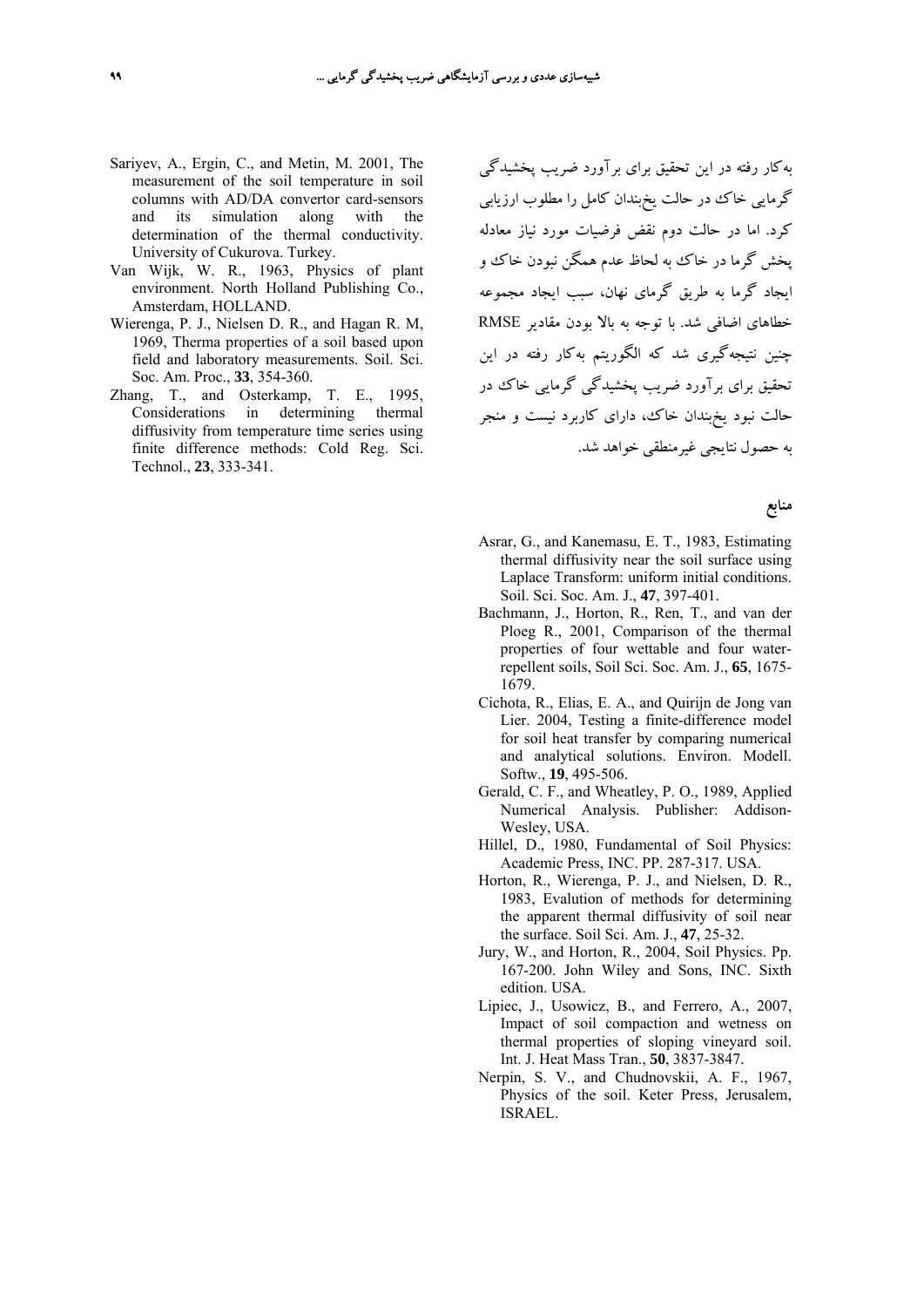به‌کار رفته در این تحقیق برای برآورد ضریب پخشیدگی گرمایی خاک در حالت یخ‌بندان کامل را مطلوب ارزیابی کرد. اما در حالت دوم نقض فرضیات مورد نیاز معادله پخش گرما در خاک به لحاظ عدم همگن نبودن خاک و ایجاد گرما به طریق گرمای نهان، سبب ایجاد مجموعه خطاهای اضافی شد. با توجه به بالا بودن مقادیر RMSE چنین نتیجه‌گیری شد که الگوریتم به‌کار رفته در این تحقیق برای برآورد ضریب پخشیدگی گرمایی خاک در حالت نبود یخ‌بندان خاک، دارای کاربرد نیست و منجر به حصول نتایجی غیرمنطقی خواهد شد.

## منابع

Asrar, G., and Kanemasu, E. T., 1983, Estimating thermal diffusivity near the soil surface using Laplace Transform: uniform initial conditions. Soil. Sci. Soc. Am. J., **47**, 397-401.

Bachmann, J., Horton, R., Ren, T., and van der Ploeg R., 2001, Comparison of the thermal properties of four wettable and four water-repellent soils, Soil Sci. Soc. Am. J., **65**, 1675-1679.

Cichota, R., Elias, E. A., and Quirijn de Jong van Lier. 2004, Testing a finite-difference model for soil heat transfer by comparing numerical and analytical solutions. Environ. Modell. Softw., **19**, 495-506.

Gerald, C. F., and Wheatley, P. O., 1989, Applied Numerical Analysis. Publisher: Addison-Wesley, USA.

Hillel, D., 1980, Fundamental of Soil Physics: Academic Press, INC. PP. 287-317. USA.

Horton, R., Wierenga, P. J., and Nielsen, D. R., 1983, Evalution of methods for determining the apparent thermal diffusivity of soil near the surface. Soil Sci. Am. J., **47**, 25-32.

Jury, W., and Horton, R., 2004, Soil Physics. Pp. 167-200. John Wiley and Sons, INC. Sixth edition. USA.

Lipiec, J., Usowicz, B., and Ferrero, A., 2007, Impact of soil compaction and wetness on thermal properties of sloping vineyard soil. Int. J. Heat Mass Tran., **50**, 3837-3847.

Nerpin, S. V., and Chudnovskii, A. F., 1967, Physics of the soil. Keter Press, Jerusalem, ISRAEL.

Sariyev, A., Ergin, C., and Metin, M. 2001, The measurement of the soil temperature in soil columns with AD/DA convertor card-sensors and its simulation along with the determination of the thermal conductivity. University of Cukurova. Turkey.

Van Wijk, W. R., 1963, Physics of plant environment. North Holland Publishing Co., Amsterdam, HOLLAND.

Wierenga, P. J., Nielsen D. R., and Hagan R. M, 1969, Therma properties of a soil based upon field and laboratory measurements. Soil. Sci. Soc. Am. Proc., **33**, 354-360.

Zhang, T., and Osterkamp, T. E., 1995, Considerations in determining thermal diffusivity from temperature time series using finite difference methods: Cold Reg. Sci. Technol., **23**, 333-341.